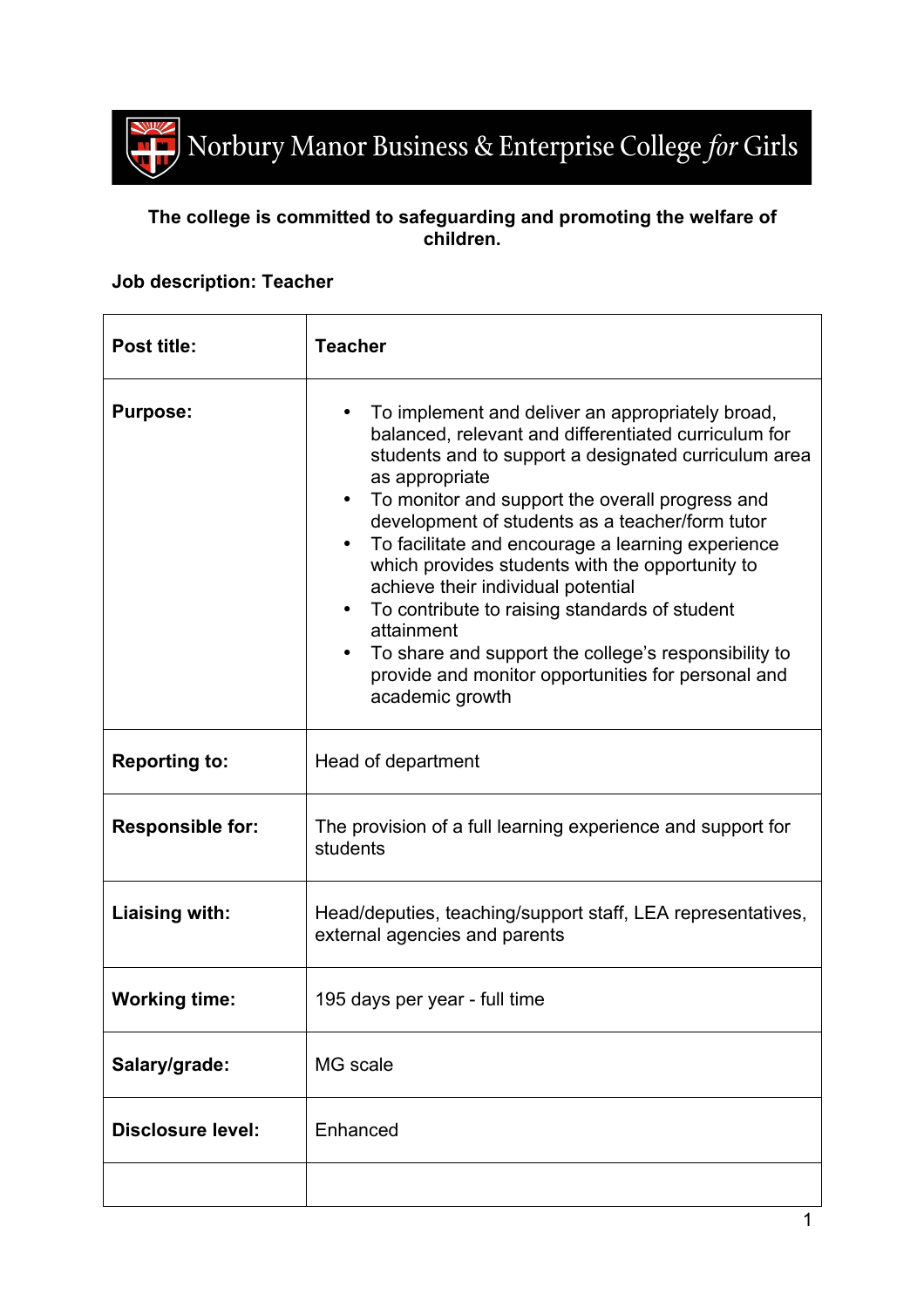# Norbury Manor Business & Enterprise College *for* Girls

**The college is committed to safeguarding and promoting the welfare of children.**

**Job description: Teacher**

| **Post title:** | **Teacher** |
|---|---|
| **Purpose:** | • To implement and deliver an appropriately broad, balanced, relevant and differentiated curriculum for students and to support a designated curriculum area as appropriate<br>• To monitor and support the overall progress and development of students as a teacher/form tutor<br>• To facilitate and encourage a learning experience which provides students with the opportunity to achieve their individual potential<br>• To contribute to raising standards of student attainment<br>• To share and support the college's responsibility to provide and monitor opportunities for personal and academic growth |
| **Reporting to:** | Head of department |
| **Responsible for:** | The provision of a full learning experience and support for students |
| **Liaising with:** | Head/deputies, teaching/support staff, LEA representatives, external agencies and parents |
| **Working time:** | 195 days per year - full time |
| **Salary/grade:** | MG scale |
| **Disclosure level:** | Enhanced |
| | |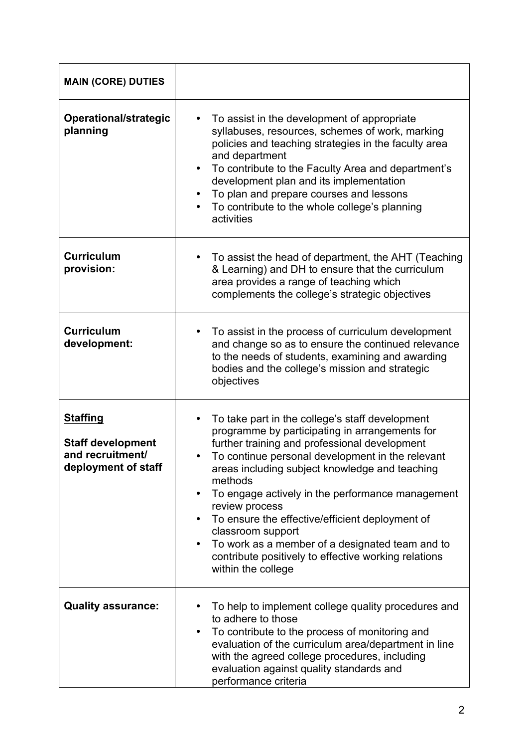| **MAIN (CORE) DUTIES** | |
|---|---|
| **Operational/strategic planning** | • To assist in the development of appropriate syllabuses, resources, schemes of work, marking policies and teaching strategies in the faculty area and department<br>• To contribute to the Faculty Area and department's development plan and its implementation<br>• To plan and prepare courses and lessons<br>• To contribute to the whole college's planning activities |
| **Curriculum provision:** | • To assist the head of department, the AHT (Teaching & Learning) and DH to ensure that the curriculum area provides a range of teaching which complements the college's strategic objectives |
| **Curriculum development:** | • To assist in the process of curriculum development and change so as to ensure the continued relevance to the needs of students, examining and awarding bodies and the college's mission and strategic objectives |
| **<u>Staffing</u>**<br><br>**Staff development and recruitment/ deployment of staff** | • To take part in the college's staff development programme by participating in arrangements for further training and professional development<br>• To continue personal development in the relevant areas including subject knowledge and teaching methods<br>• To engage actively in the performance management review process<br>• To ensure the effective/efficient deployment of classroom support<br>• To work as a member of a designated team and to contribute positively to effective working relations within the college |
| **Quality assurance:** | • To help to implement college quality procedures and to adhere to those<br>• To contribute to the process of monitoring and evaluation of the curriculum area/department in line with the agreed college procedures, including evaluation against quality standards and performance criteria |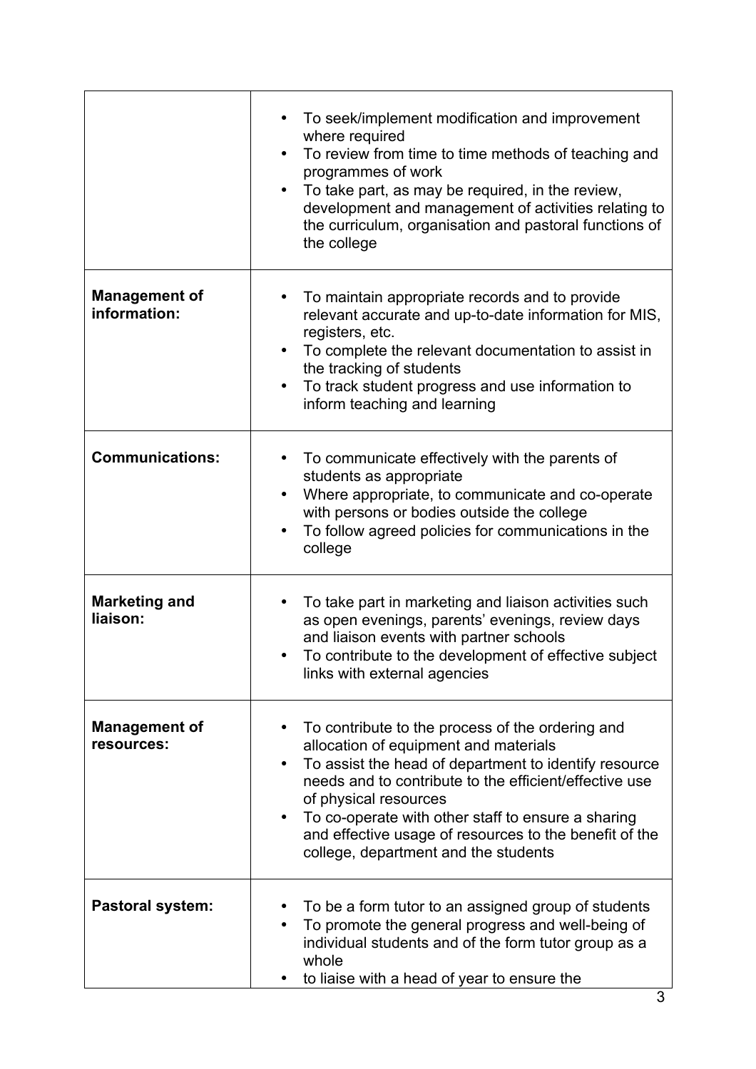| | |
|---|---|
| | • To seek/implement modification and improvement where required<br>• To review from time to time methods of teaching and programmes of work<br>• To take part, as may be required, in the review, development and management of activities relating to the curriculum, organisation and pastoral functions of the college |
| **Management of information:** | • To maintain appropriate records and to provide relevant accurate and up-to-date information for MIS, registers, etc.<br>• To complete the relevant documentation to assist in the tracking of students<br>• To track student progress and use information to inform teaching and learning |
| **Communications:** | • To communicate effectively with the parents of students as appropriate<br>• Where appropriate, to communicate and co-operate with persons or bodies outside the college<br>• To follow agreed policies for communications in the college |
| **Marketing and liaison:** | • To take part in marketing and liaison activities such as open evenings, parents' evenings, review days and liaison events with partner schools<br>• To contribute to the development of effective subject links with external agencies |
| **Management of resources:** | • To contribute to the process of the ordering and allocation of equipment and materials<br>• To assist the head of department to identify resource needs and to contribute to the efficient/effective use of physical resources<br>• To co-operate with other staff to ensure a sharing and effective usage of resources to the benefit of the college, department and the students |
| **Pastoral system:** | • To be a form tutor to an assigned group of students<br>• To promote the general progress and well-being of individual students and of the form tutor group as a whole<br>• to liaise with a head of year to ensure the |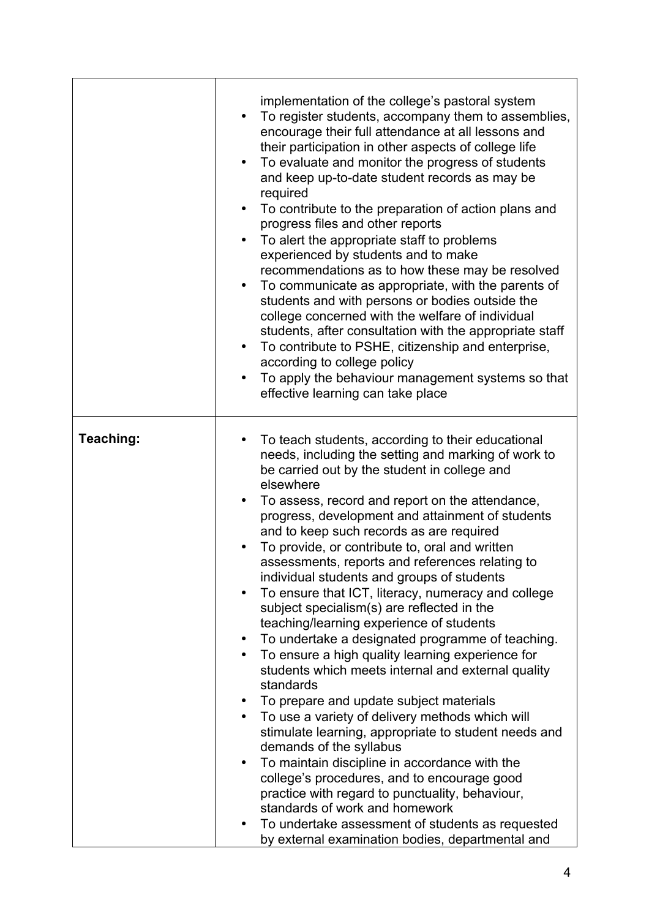| | |
|---|---|
| | implementation of the college's pastoral system<br>• To register students, accompany them to assemblies, encourage their full attendance at all lessons and their participation in other aspects of college life<br>• To evaluate and monitor the progress of students and keep up-to-date student records as may be required<br>• To contribute to the preparation of action plans and progress files and other reports<br>• To alert the appropriate staff to problems experienced by students and to make recommendations as to how these may be resolved<br>• To communicate as appropriate, with the parents of students and with persons or bodies outside the college concerned with the welfare of individual students, after consultation with the appropriate staff<br>• To contribute to PSHE, citizenship and enterprise, according to college policy<br>• To apply the behaviour management systems so that effective learning can take place |
| **Teaching:** | • To teach students, according to their educational needs, including the setting and marking of work to be carried out by the student in college and elsewhere<br>• To assess, record and report on the attendance, progress, development and attainment of students and to keep such records as are required<br>• To provide, or contribute to, oral and written assessments, reports and references relating to individual students and groups of students<br>• To ensure that ICT, literacy, numeracy and college subject specialism(s) are reflected in the teaching/learning experience of students<br>• To undertake a designated programme of teaching.<br>• To ensure a high quality learning experience for students which meets internal and external quality standards<br>• To prepare and update subject materials<br>• To use a variety of delivery methods which will stimulate learning, appropriate to student needs and demands of the syllabus<br>• To maintain discipline in accordance with the college's procedures, and to encourage good practice with regard to punctuality, behaviour, standards of work and homework<br>• To undertake assessment of students as requested by external examination bodies, departmental and |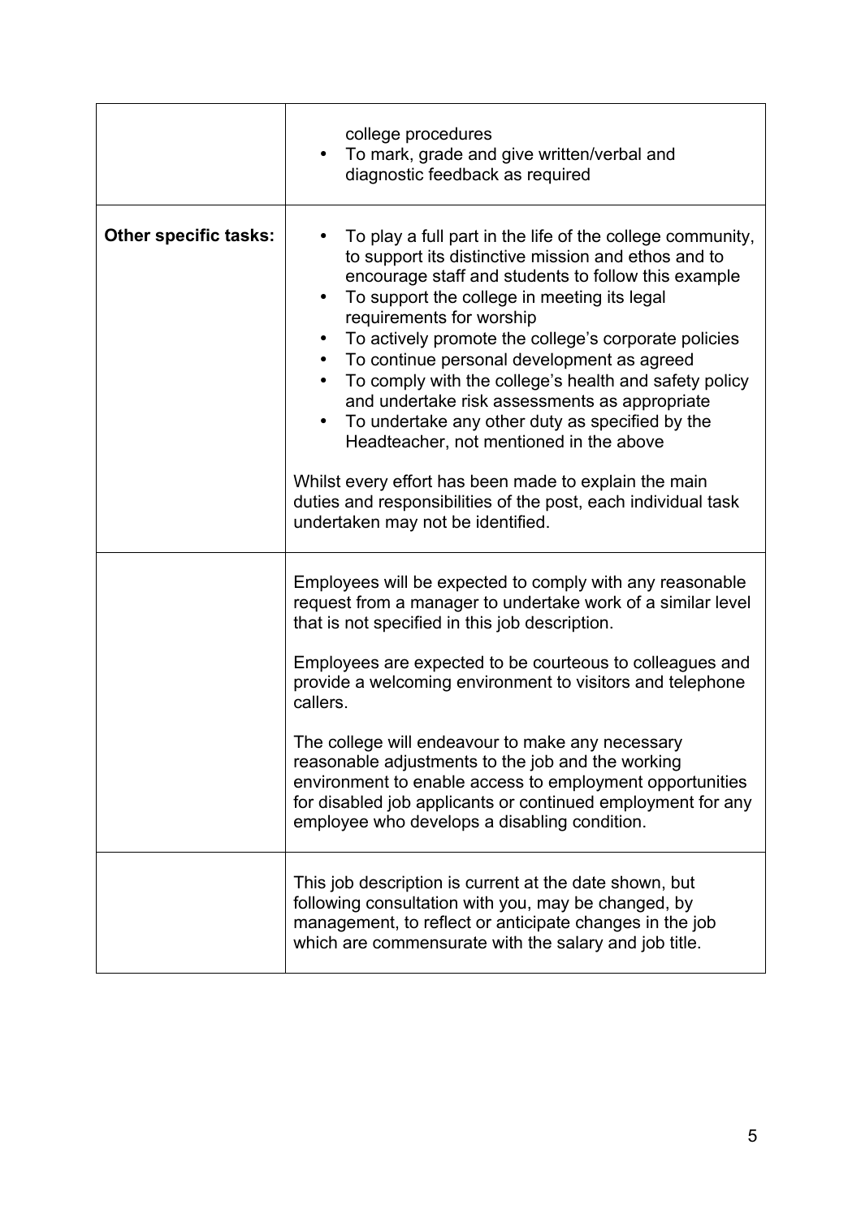| | |
|---|---|
| | college procedures<br>• To mark, grade and give written/verbal and diagnostic feedback as required |
| **Other specific tasks:** | • To play a full part in the life of the college community, to support its distinctive mission and ethos and to encourage staff and students to follow this example<br>• To support the college in meeting its legal requirements for worship<br>• To actively promote the college's corporate policies<br>• To continue personal development as agreed<br>• To comply with the college's health and safety policy and undertake risk assessments as appropriate<br>• To undertake any other duty as specified by the Headteacher, not mentioned in the above<br><br>Whilst every effort has been made to explain the main duties and responsibilities of the post, each individual task undertaken may not be identified. |
| | Employees will be expected to comply with any reasonable request from a manager to undertake work of a similar level that is not specified in this job description.<br><br>Employees are expected to be courteous to colleagues and provide a welcoming environment to visitors and telephone callers.<br><br>The college will endeavour to make any necessary reasonable adjustments to the job and the working environment to enable access to employment opportunities for disabled job applicants or continued employment for any employee who develops a disabling condition. |
| | This job description is current at the date shown, but following consultation with you, may be changed, by management, to reflect or anticipate changes in the job which are commensurate with the salary and job title. |